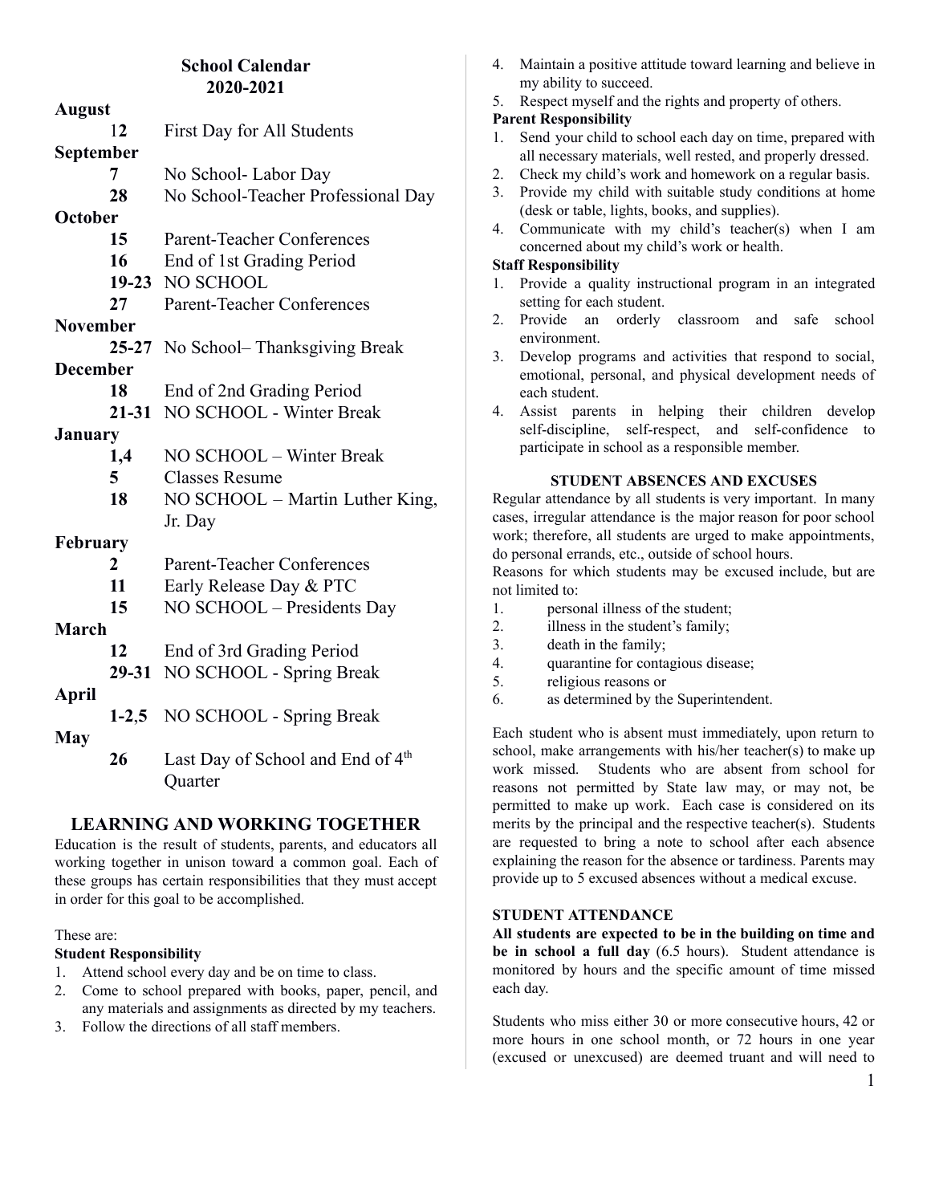# School Calendar
## 2020-2021

**August**

| | |
|---|---|
| **12** | First Day for All Students |

**September**

| | |
|---|---|
| **7** | No School- Labor Day |
| **28** | No School-Teacher Professional Day |

**October**

| | |
|---|---|
| **15** | Parent-Teacher Conferences |
| **16** | End of 1st Grading Period |
| **19-23** | NO SCHOOL |
| **27** | Parent-Teacher Conferences |

**November**

| | |
|---|---|
| **25-27** | No School– Thanksgiving Break |

**December**

| | |
|---|---|
| **18** | End of 2nd Grading Period |
| **21-31** | NO SCHOOL - Winter Break |

**January**

| | |
|---|---|
| **1,4** | NO SCHOOL – Winter Break |
| **5** | Classes Resume |
| **18** | NO SCHOOL – Martin Luther King, Jr. Day |

**February**

| | |
|---|---|
| **2** | Parent-Teacher Conferences |
| **11** | Early Release Day & PTC |
| **15** | NO SCHOOL – Presidents Day |

**March**

| | |
|---|---|
| **12** | End of 3rd Grading Period |
| **29-31** | NO SCHOOL - Spring Break |

**April**

| | |
|---|---|
| **1-2,5** | NO SCHOOL - Spring Break |

**May**

| | |
|---|---|
| **26** | Last Day of School and End of 4th Quarter |

## LEARNING AND WORKING TOGETHER

Education is the result of students, parents, and educators all working together in unison toward a common goal. Each of these groups has certain responsibilities that they must accept in order for this goal to be accomplished.

These are:

**Student Responsibility**

1. Attend school every day and be on time to class.
2. Come to school prepared with books, paper, pencil, and any materials and assignments as directed by my teachers.
3. Follow the directions of all staff members.
4. Maintain a positive attitude toward learning and believe in my ability to succeed.
5. Respect myself and the rights and property of others.

**Parent Responsibility**

1. Send your child to school each day on time, prepared with all necessary materials, well rested, and properly dressed.
2. Check my child's work and homework on a regular basis.
3. Provide my child with suitable study conditions at home (desk or table, lights, books, and supplies).
4. Communicate with my child's teacher(s) when I am concerned about my child's work or health.

**Staff Responsibility**

1. Provide a quality instructional program in an integrated setting for each student.
2. Provide an orderly classroom and safe school environment.
3. Develop programs and activities that respond to social, emotional, personal, and physical development needs of each student.
4. Assist parents in helping their children develop self-discipline, self-respect, and self-confidence to participate in school as a responsible member.

### STUDENT ABSENCES AND EXCUSES

Regular attendance by all students is very important. In many cases, irregular attendance is the major reason for poor school work; therefore, all students are urged to make appointments, do personal errands, etc., outside of school hours.

Reasons for which students may be excused include, but are not limited to:

1. personal illness of the student;
2. illness in the student's family;
3. death in the family;
4. quarantine for contagious disease;
5. religious reasons or
6. as determined by the Superintendent.

Each student who is absent must immediately, upon return to school, make arrangements with his/her teacher(s) to make up work missed. Students who are absent from school for reasons not permitted by State law may, or may not, be permitted to make up work. Each case is considered on its merits by the principal and the respective teacher(s). Students are requested to bring a note to school after each absence explaining the reason for the absence or tardiness. Parents may provide up to 5 excused absences without a medical excuse.

### STUDENT ATTENDANCE

**All students are expected to be in the building on time and be in school a full day** (6.5 hours). Student attendance is monitored by hours and the specific amount of time missed each day.

Students who miss either 30 or more consecutive hours, 42 or more hours in one school month, or 72 hours in one year (excused or unexcused) are deemed truant and will need to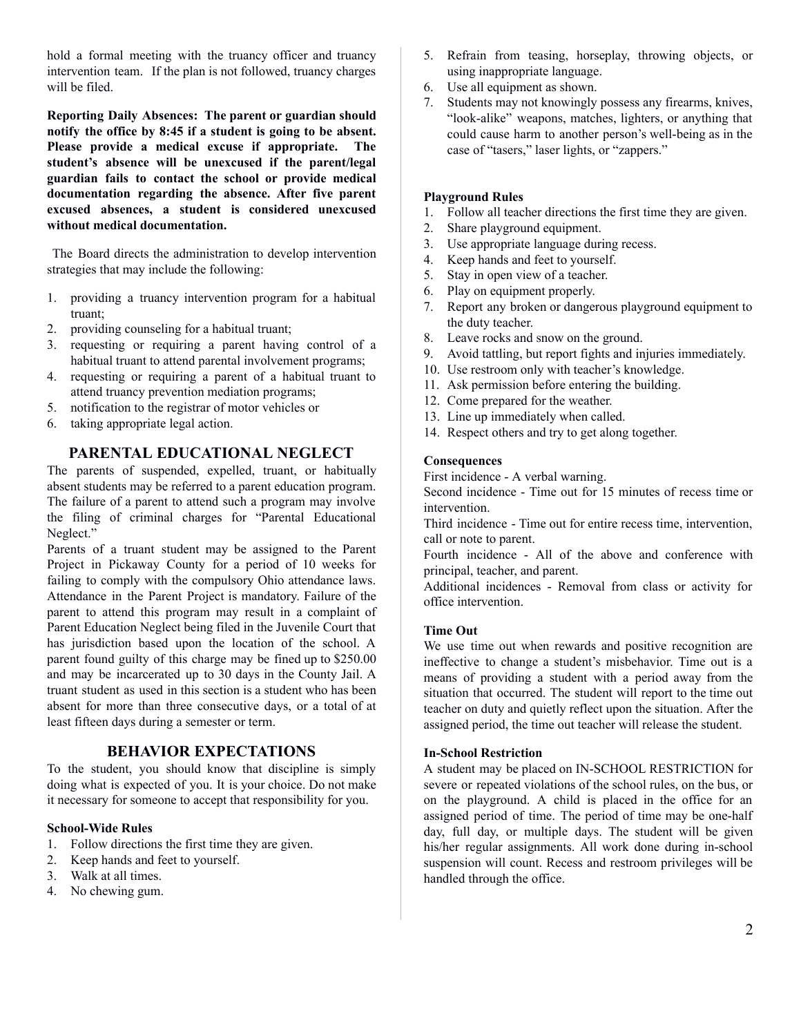hold a formal meeting with the truancy officer and truancy intervention team. If the plan is not followed, truancy charges will be filed.

**Reporting Daily Absences: The parent or guardian should notify the office by 8:45 if a student is going to be absent. Please provide a medical excuse if appropriate. The student's absence will be unexcused if the parent/legal guardian fails to contact the school or provide medical documentation regarding the absence. After five parent excused absences, a student is considered unexcused without medical documentation.**

The Board directs the administration to develop intervention strategies that may include the following:

1. providing a truancy intervention program for a habitual truant;
2. providing counseling for a habitual truant;
3. requesting or requiring a parent having control of a habitual truant to attend parental involvement programs;
4. requesting or requiring a parent of a habitual truant to attend truancy prevention mediation programs;
5. notification to the registrar of motor vehicles or
6. taking appropriate legal action.

## PARENTAL EDUCATIONAL NEGLECT

The parents of suspended, expelled, truant, or habitually absent students may be referred to a parent education program. The failure of a parent to attend such a program may involve the filing of criminal charges for "Parental Educational Neglect."

Parents of a truant student may be assigned to the Parent Project in Pickaway County for a period of 10 weeks for failing to comply with the compulsory Ohio attendance laws. Attendance in the Parent Project is mandatory. Failure of the parent to attend this program may result in a complaint of Parent Education Neglect being filed in the Juvenile Court that has jurisdiction based upon the location of the school. A parent found guilty of this charge may be fined up to $250.00 and may be incarcerated up to 30 days in the County Jail. A truant student as used in this section is a student who has been absent for more than three consecutive days, or a total of at least fifteen days during a semester or term.

## BEHAVIOR EXPECTATIONS

To the student, you should know that discipline is simply doing what is expected of you. It is your choice. Do not make it necessary for someone to accept that responsibility for you.

**School-Wide Rules**

1. Follow directions the first time they are given.
2. Keep hands and feet to yourself.
3. Walk at all times.
4. No chewing gum.
5. Refrain from teasing, horseplay, throwing objects, or using inappropriate language.
6. Use all equipment as shown.
7. Students may not knowingly possess any firearms, knives, "look-alike" weapons, matches, lighters, or anything that could cause harm to another person's well-being as in the case of "tasers," laser lights, or "zappers."

**Playground Rules**

1. Follow all teacher directions the first time they are given.
2. Share playground equipment.
3. Use appropriate language during recess.
4. Keep hands and feet to yourself.
5. Stay in open view of a teacher.
6. Play on equipment properly.
7. Report any broken or dangerous playground equipment to the duty teacher.
8. Leave rocks and snow on the ground.
9. Avoid tattling, but report fights and injuries immediately.
10. Use restroom only with teacher's knowledge.
11. Ask permission before entering the building.
12. Come prepared for the weather.
13. Line up immediately when called.
14. Respect others and try to get along together.

**Consequences**

First incidence - A verbal warning.

Second incidence - Time out for 15 minutes of recess time or intervention.

Third incidence - Time out for entire recess time, intervention, call or note to parent.

Fourth incidence - All of the above and conference with principal, teacher, and parent.

Additional incidences - Removal from class or activity for office intervention.

**Time Out**

We use time out when rewards and positive recognition are ineffective to change a student's misbehavior. Time out is a means of providing a student with a period away from the situation that occurred. The student will report to the time out teacher on duty and quietly reflect upon the situation. After the assigned period, the time out teacher will release the student.

**In-School Restriction**

A student may be placed on IN-SCHOOL RESTRICTION for severe or repeated violations of the school rules, on the bus, or on the playground. A child is placed in the office for an assigned period of time. The period of time may be one-half day, full day, or multiple days. The student will be given his/her regular assignments. All work done during in-school suspension will count. Recess and restroom privileges will be handled through the office.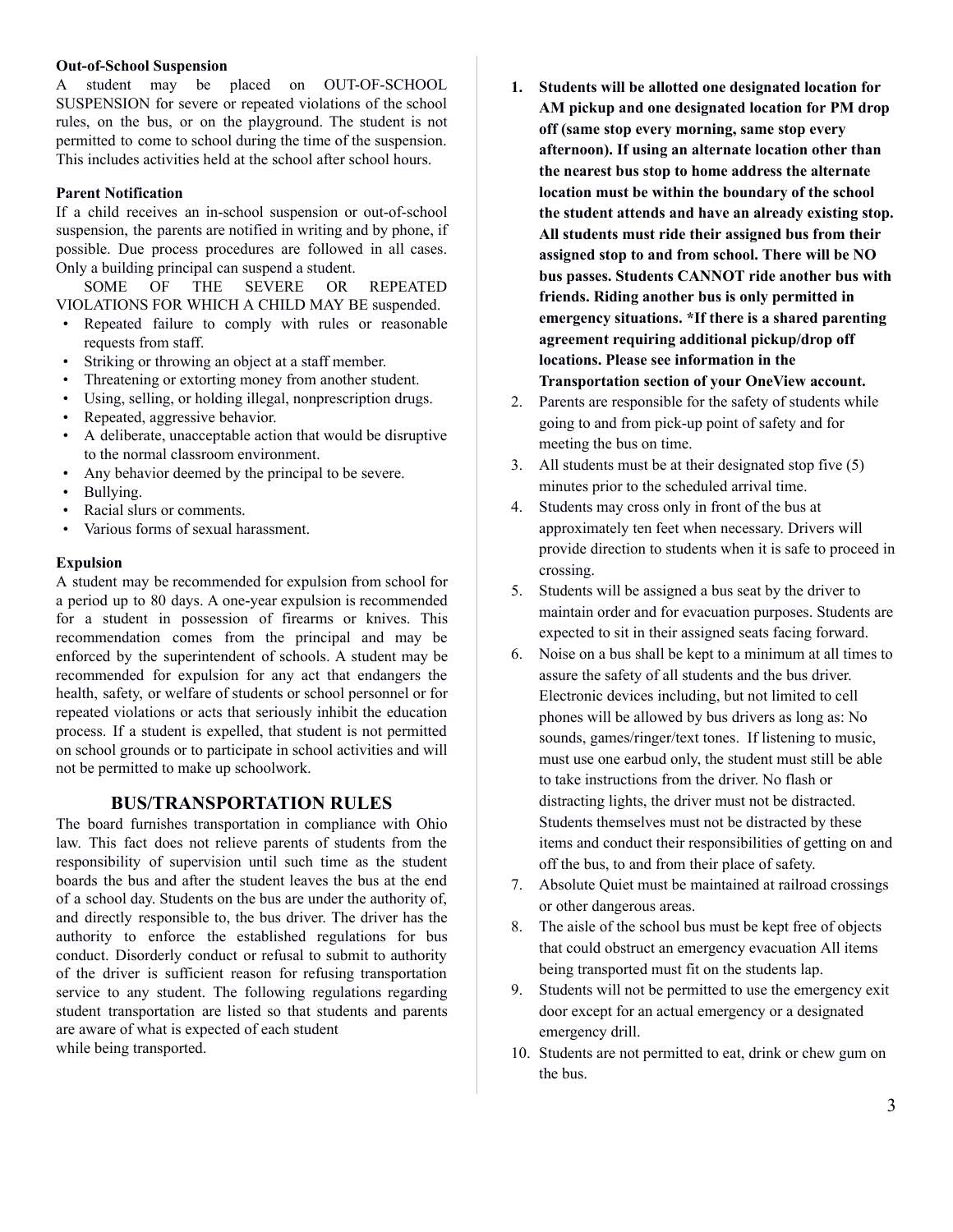**Out-of-School Suspension**

A student may be placed on OUT-OF-SCHOOL SUSPENSION for severe or repeated violations of the school rules, on the bus, or on the playground. The student is not permitted to come to school during the time of the suspension. This includes activities held at the school after school hours.

**Parent Notification**

If a child receives an in-school suspension or out-of-school suspension, the parents are notified in writing and by phone, if possible. Due process procedures are followed in all cases. Only a building principal can suspend a student.

SOME OF THE SEVERE OR REPEATED VIOLATIONS FOR WHICH A CHILD MAY BE suspended.

- Repeated failure to comply with rules or reasonable requests from staff.
- Striking or throwing an object at a staff member.
- Threatening or extorting money from another student.
- Using, selling, or holding illegal, nonprescription drugs.
- Repeated, aggressive behavior.
- A deliberate, unacceptable action that would be disruptive to the normal classroom environment.
- Any behavior deemed by the principal to be severe.
- Bullying.
- Racial slurs or comments.
- Various forms of sexual harassment.

**Expulsion**

A student may be recommended for expulsion from school for a period up to 80 days. A one-year expulsion is recommended for a student in possession of firearms or knives. This recommendation comes from the principal and may be enforced by the superintendent of schools. A student may be recommended for expulsion for any act that endangers the health, safety, or welfare of students or school personnel or for repeated violations or acts that seriously inhibit the education process. If a student is expelled, that student is not permitted on school grounds or to participate in school activities and will not be permitted to make up schoolwork.

## BUS/TRANSPORTATION RULES

The board furnishes transportation in compliance with Ohio law. This fact does not relieve parents of students from the responsibility of supervision until such time as the student boards the bus and after the student leaves the bus at the end of a school day. Students on the bus are under the authority of, and directly responsible to, the bus driver. The driver has the authority to enforce the established regulations for bus conduct. Disorderly conduct or refusal to submit to authority of the driver is sufficient reason for refusing transportation service to any student. The following regulations regarding student transportation are listed so that students and parents are aware of what is expected of each student while being transported.

1. **Students will be allotted one designated location for AM pickup and one designated location for PM drop off (same stop every morning, same stop every afternoon). If using an alternate location other than the nearest bus stop to home address the alternate location must be within the boundary of the school the student attends and have an already existing stop. All students must ride their assigned bus from their assigned stop to and from school. There will be NO bus passes. Students CANNOT ride another bus with friends. Riding another bus is only permitted in emergency situations. *If there is a shared parenting agreement requiring additional pickup/drop off locations. Please see information in the Transportation section of your OneView account.**
2. Parents are responsible for the safety of students while going to and from pick-up point of safety and for meeting the bus on time.
3. All students must be at their designated stop five (5) minutes prior to the scheduled arrival time.
4. Students may cross only in front of the bus at approximately ten feet when necessary. Drivers will provide direction to students when it is safe to proceed in crossing.
5. Students will be assigned a bus seat by the driver to maintain order and for evacuation purposes. Students are expected to sit in their assigned seats facing forward.
6. Noise on a bus shall be kept to a minimum at all times to assure the safety of all students and the bus driver. Electronic devices including, but not limited to cell phones will be allowed by bus drivers as long as: No sounds, games/ringer/text tones. If listening to music, must use one earbud only, the student must still be able to take instructions from the driver. No flash or distracting lights, the driver must not be distracted. Students themselves must not be distracted by these items and conduct their responsibilities of getting on and off the bus, to and from their place of safety.
7. Absolute Quiet must be maintained at railroad crossings or other dangerous areas.
8. The aisle of the school bus must be kept free of objects that could obstruct an emergency evacuation All items being transported must fit on the students lap.
9. Students will not be permitted to use the emergency exit door except for an actual emergency or a designated emergency drill.
10. Students are not permitted to eat, drink or chew gum on the bus.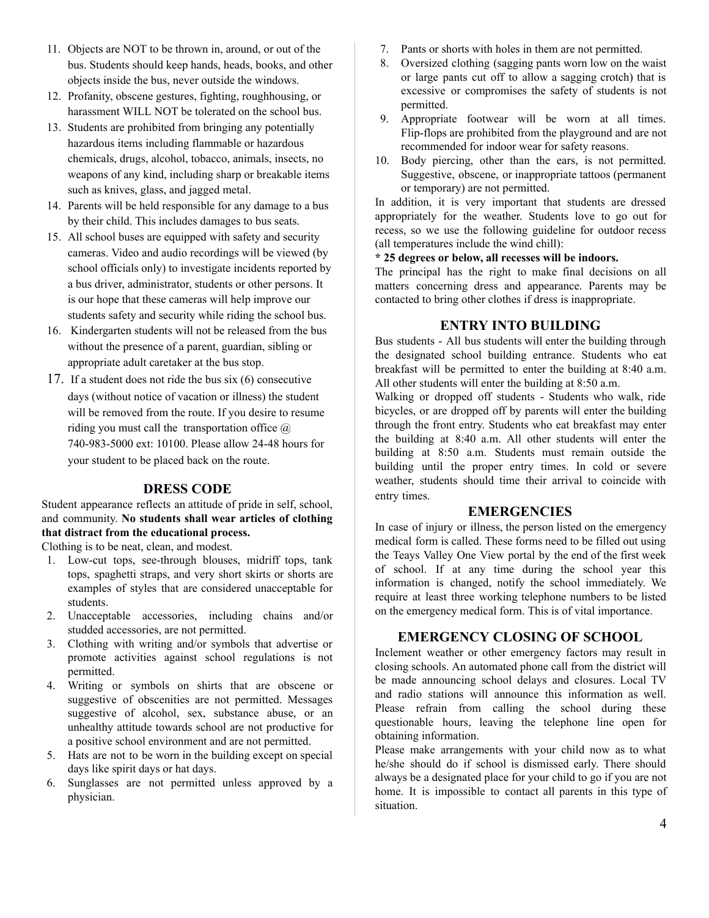11. Objects are NOT to be thrown in, around, or out of the bus. Students should keep hands, heads, books, and other objects inside the bus, never outside the windows.
12. Profanity, obscene gestures, fighting, roughhousing, or harassment WILL NOT be tolerated on the school bus.
13. Students are prohibited from bringing any potentially hazardous items including flammable or hazardous chemicals, drugs, alcohol, tobacco, animals, insects, no weapons of any kind, including sharp or breakable items such as knives, glass, and jagged metal.
14. Parents will be held responsible for any damage to a bus by their child. This includes damages to bus seats.
15. All school buses are equipped with safety and security cameras. Video and audio recordings will be viewed (by school officials only) to investigate incidents reported by a bus driver, administrator, students or other persons. It is our hope that these cameras will help improve our students safety and security while riding the school bus.
16. Kindergarten students will not be released from the bus without the presence of a parent, guardian, sibling or appropriate adult caretaker at the bus stop.
17. If a student does not ride the bus six (6) consecutive days (without notice of vacation or illness) the student will be removed from the route. If you desire to resume riding you must call the transportation office @ 740-983-5000 ext: 10100. Please allow 24-48 hours for your student to be placed back on the route.

## DRESS CODE

Student appearance reflects an attitude of pride in self, school, and community. **No students shall wear articles of clothing that distract from the educational process.**

Clothing is to be neat, clean, and modest.

1. Low-cut tops, see-through blouses, midriff tops, tank tops, spaghetti straps, and very short skirts or shorts are examples of styles that are considered unacceptable for students.
2. Unacceptable accessories, including chains and/or studded accessories, are not permitted.
3. Clothing with writing and/or symbols that advertise or promote activities against school regulations is not permitted.
4. Writing or symbols on shirts that are obscene or suggestive of obscenities are not permitted. Messages suggestive of alcohol, sex, substance abuse, or an unhealthy attitude towards school are not productive for a positive school environment and are not permitted.
5. Hats are not to be worn in the building except on special days like spirit days or hat days.
6. Sunglasses are not permitted unless approved by a physician.
7. Pants or shorts with holes in them are not permitted.
8. Oversized clothing (sagging pants worn low on the waist or large pants cut off to allow a sagging crotch) that is excessive or compromises the safety of students is not permitted.
9. Appropriate footwear will be worn at all times. Flip-flops are prohibited from the playground and are not recommended for indoor wear for safety reasons.
10. Body piercing, other than the ears, is not permitted. Suggestive, obscene, or inappropriate tattoos (permanent or temporary) are not permitted.

In addition, it is very important that students are dressed appropriately for the weather. Students love to go out for recess, so we use the following guideline for outdoor recess (all temperatures include the wind chill):

**\* 25 degrees or below, all recesses will be indoors.**

The principal has the right to make final decisions on all matters concerning dress and appearance. Parents may be contacted to bring other clothes if dress is inappropriate.

## ENTRY INTO BUILDING

Bus students - All bus students will enter the building through the designated school building entrance. Students who eat breakfast will be permitted to enter the building at 8:40 a.m. All other students will enter the building at 8:50 a.m.

Walking or dropped off students - Students who walk, ride bicycles, or are dropped off by parents will enter the building through the front entry. Students who eat breakfast may enter the building at 8:40 a.m. All other students will enter the building at 8:50 a.m. Students must remain outside the building until the proper entry times. In cold or severe weather, students should time their arrival to coincide with entry times.

## EMERGENCIES

In case of injury or illness, the person listed on the emergency medical form is called. These forms need to be filled out using the Teays Valley One View portal by the end of the first week of school. If at any time during the school year this information is changed, notify the school immediately. We require at least three working telephone numbers to be listed on the emergency medical form. This is of vital importance.

## EMERGENCY CLOSING OF SCHOOL

Inclement weather or other emergency factors may result in closing schools. An automated phone call from the district will be made announcing school delays and closures. Local TV and radio stations will announce this information as well. Please refrain from calling the school during these questionable hours, leaving the telephone line open for obtaining information.

Please make arrangements with your child now as to what he/she should do if school is dismissed early. There should always be a designated place for your child to go if you are not home. It is impossible to contact all parents in this type of situation.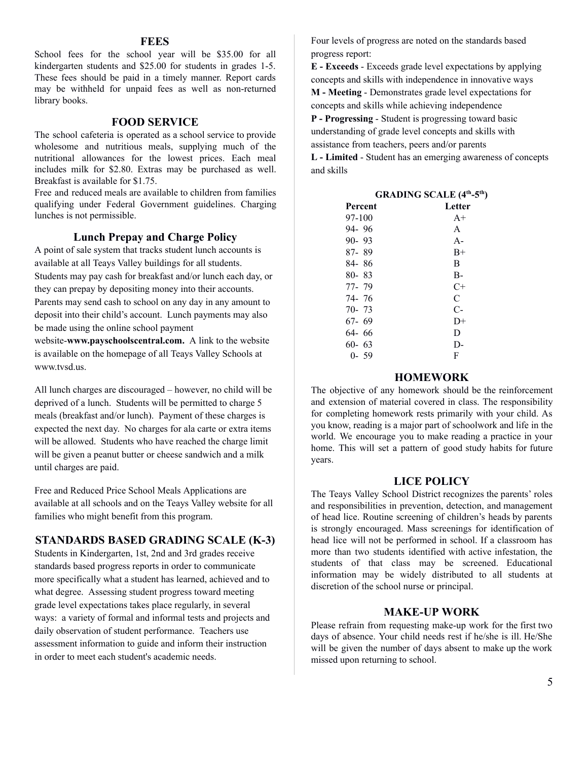## FEES

School fees for the school year will be $35.00 for all kindergarten students and $25.00 for students in grades 1-5. These fees should be paid in a timely manner. Report cards may be withheld for unpaid fees as well as non-returned library books.

## FOOD SERVICE

The school cafeteria is operated as a school service to provide wholesome and nutritious meals, supplying much of the nutritional allowances for the lowest prices. Each meal includes milk for $2.80. Extras may be purchased as well. Breakfast is available for $1.75.

Free and reduced meals are available to children from families qualifying under Federal Government guidelines. Charging lunches is not permissible.

### Lunch Prepay and Charge Policy

A point of sale system that tracks student lunch accounts is available at all Teays Valley buildings for all students. Students may pay cash for breakfast and/or lunch each day, or they can prepay by depositing money into their accounts. Parents may send cash to school on any day in any amount to deposit into their child's account. Lunch payments may also be made using the online school payment website-**www.payschoolscentral.com.** A link to the website is available on the homepage of all Teays Valley Schools at www.tvsd.us.

All lunch charges are discouraged – however, no child will be deprived of a lunch. Students will be permitted to charge 5 meals (breakfast and/or lunch). Payment of these charges is expected the next day. No charges for ala carte or extra items will be allowed. Students who have reached the charge limit will be given a peanut butter or cheese sandwich and a milk until charges are paid.

Free and Reduced Price School Meals Applications are available at all schools and on the Teays Valley website for all families who might benefit from this program.

## STANDARDS BASED GRADING SCALE (K-3)

Students in Kindergarten, 1st, 2nd and 3rd grades receive standards based progress reports in order to communicate more specifically what a student has learned, achieved and to what degree. Assessing student progress toward meeting grade level expectations takes place regularly, in several ways: a variety of formal and informal tests and projects and daily observation of student performance. Teachers use assessment information to guide and inform their instruction in order to meet each student's academic needs.

Four levels of progress are noted on the standards based progress report:

**E - Exceeds** - Exceeds grade level expectations by applying concepts and skills with independence in innovative ways

**M - Meeting** - Demonstrates grade level expectations for concepts and skills while achieving independence

**P - Progressing** - Student is progressing toward basic understanding of grade level concepts and skills with assistance from teachers, peers and/or parents

**L - Limited** - Student has an emerging awareness of concepts and skills

**GRADING SCALE (4th-5th)**

| Percent | Letter |
|---|---|
| 97-100 | A+ |
| 94- 96 | A |
| 90- 93 | A- |
| 87- 89 | B+ |
| 84- 86 | B |
| 80- 83 | B- |
| 77- 79 | C+ |
| 74- 76 | C |
| 70- 73 | C- |
| 67- 69 | D+ |
| 64- 66 | D |
| 60- 63 | D- |
| 0- 59 | F |

## HOMEWORK

The objective of any homework should be the reinforcement and extension of material covered in class. The responsibility for completing homework rests primarily with your child. As you know, reading is a major part of schoolwork and life in the world. We encourage you to make reading a practice in your home. This will set a pattern of good study habits for future years.

## LICE POLICY

The Teays Valley School District recognizes the parents' roles and responsibilities in prevention, detection, and management of head lice. Routine screening of children's heads by parents is strongly encouraged. Mass screenings for identification of head lice will not be performed in school. If a classroom has more than two students identified with active infestation, the students of that class may be screened. Educational information may be widely distributed to all students at discretion of the school nurse or principal.

## MAKE-UP WORK

Please refrain from requesting make-up work for the first two days of absence. Your child needs rest if he/she is ill. He/She will be given the number of days absent to make up the work missed upon returning to school.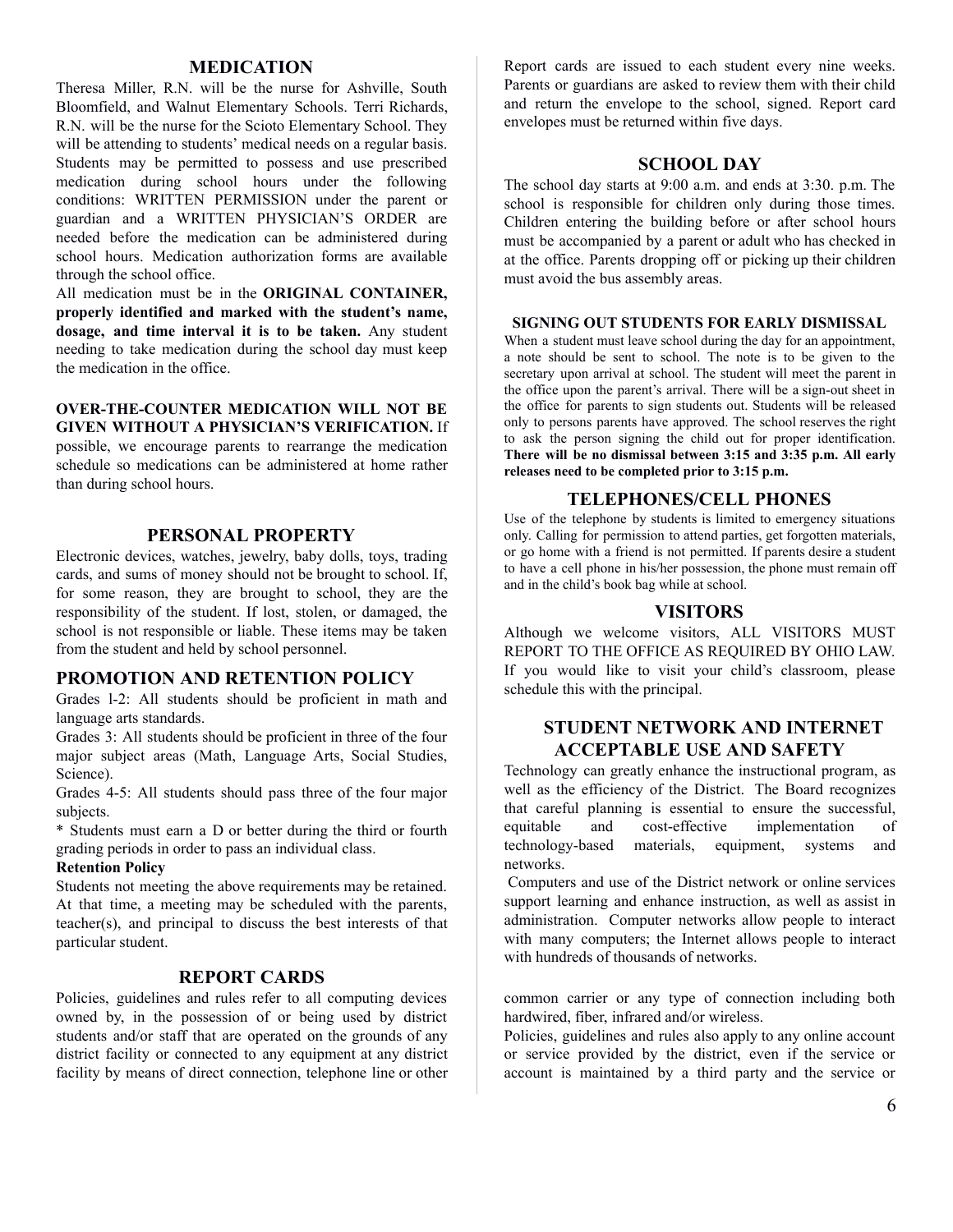## MEDICATION

Theresa Miller, R.N. will be the nurse for Ashville, South Bloomfield, and Walnut Elementary Schools. Terri Richards, R.N. will be the nurse for the Scioto Elementary School. They will be attending to students' medical needs on a regular basis. Students may be permitted to possess and use prescribed medication during school hours under the following conditions: WRITTEN PERMISSION under the parent or guardian and a WRITTEN PHYSICIAN'S ORDER are needed before the medication can be administered during school hours. Medication authorization forms are available through the school office.

All medication must be in the **ORIGINAL CONTAINER, properly identified and marked with the student's name, dosage, and time interval it is to be taken.** Any student needing to take medication during the school day must keep the medication in the office.

**OVER-THE-COUNTER MEDICATION WILL NOT BE GIVEN WITHOUT A PHYSICIAN'S VERIFICATION.** If possible, we encourage parents to rearrange the medication schedule so medications can be administered at home rather than during school hours.

## PERSONAL PROPERTY

Electronic devices, watches, jewelry, baby dolls, toys, trading cards, and sums of money should not be brought to school. If, for some reason, they are brought to school, they are the responsibility of the student. If lost, stolen, or damaged, the school is not responsible or liable. These items may be taken from the student and held by school personnel.

## PROMOTION AND RETENTION POLICY

Grades l-2: All students should be proficient in math and language arts standards.

Grades 3: All students should be proficient in three of the four major subject areas (Math, Language Arts, Social Studies, Science).

Grades 4-5: All students should pass three of the four major subjects.

* Students must earn a D or better during the third or fourth grading periods in order to pass an individual class.

**Retention Policy**

Students not meeting the above requirements may be retained. At that time, a meeting may be scheduled with the parents, teacher(s), and principal to discuss the best interests of that particular student.

## REPORT CARDS

Policies, guidelines and rules refer to all computing devices owned by, in the possession of or being used by district students and/or staff that are operated on the grounds of any district facility or connected to any equipment at any district facility by means of direct connection, telephone line or other

Report cards are issued to each student every nine weeks. Parents or guardians are asked to review them with their child and return the envelope to the school, signed. Report card envelopes must be returned within five days.

## SCHOOL DAY

The school day starts at 9:00 a.m. and ends at 3:30. p.m. The school is responsible for children only during those times. Children entering the building before or after school hours must be accompanied by a parent or adult who has checked in at the office. Parents dropping off or picking up their children must avoid the bus assembly areas.

### SIGNING OUT STUDENTS FOR EARLY DISMISSAL

When a student must leave school during the day for an appointment, a note should be sent to school. The note is to be given to the secretary upon arrival at school. The student will meet the parent in the office upon the parent's arrival. There will be a sign-out sheet in the office for parents to sign students out. Students will be released only to persons parents have approved. The school reserves the right to ask the person signing the child out for proper identification. **There will be no dismissal between 3:15 and 3:35 p.m. All early releases need to be completed prior to 3:15 p.m.**

## TELEPHONES/CELL PHONES

Use of the telephone by students is limited to emergency situations only. Calling for permission to attend parties, get forgotten materials, or go home with a friend is not permitted. If parents desire a student to have a cell phone in his/her possession, the phone must remain off and in the child's book bag while at school.

## VISITORS

Although we welcome visitors, ALL VISITORS MUST REPORT TO THE OFFICE AS REQUIRED BY OHIO LAW. If you would like to visit your child's classroom, please schedule this with the principal.

## STUDENT NETWORK AND INTERNET ACCEPTABLE USE AND SAFETY

Technology can greatly enhance the instructional program, as well as the efficiency of the District. The Board recognizes that careful planning is essential to ensure the successful, equitable and cost-effective implementation of technology-based materials, equipment, systems and networks.

Computers and use of the District network or online services support learning and enhance instruction, as well as assist in administration. Computer networks allow people to interact with many computers; the Internet allows people to interact with hundreds of thousands of networks.

common carrier or any type of connection including both hardwired, fiber, infrared and/or wireless.

Policies, guidelines and rules also apply to any online account or service provided by the district, even if the service or account is maintained by a third party and the service or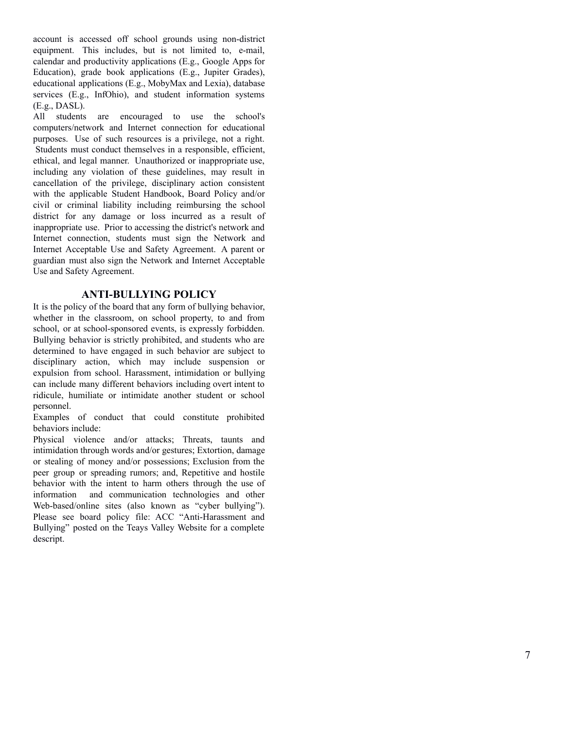account is accessed off school grounds using non-district equipment. This includes, but is not limited to, e-mail, calendar and productivity applications (E.g., Google Apps for Education), grade book applications (E.g., Jupiter Grades), educational applications (E.g., MobyMax and Lexia), database services (E.g., InfOhio), and student information systems (E.g., DASL).

All students are encouraged to use the school's computers/network and Internet connection for educational purposes. Use of such resources is a privilege, not a right. Students must conduct themselves in a responsible, efficient, ethical, and legal manner. Unauthorized or inappropriate use, including any violation of these guidelines, may result in cancellation of the privilege, disciplinary action consistent with the applicable Student Handbook, Board Policy and/or civil or criminal liability including reimbursing the school district for any damage or loss incurred as a result of inappropriate use. Prior to accessing the district's network and Internet connection, students must sign the Network and Internet Acceptable Use and Safety Agreement. A parent or guardian must also sign the Network and Internet Acceptable Use and Safety Agreement.

## ANTI-BULLYING POLICY

It is the policy of the board that any form of bullying behavior, whether in the classroom, on school property, to and from school, or at school-sponsored events, is expressly forbidden. Bullying behavior is strictly prohibited, and students who are determined to have engaged in such behavior are subject to disciplinary action, which may include suspension or expulsion from school. Harassment, intimidation or bullying can include many different behaviors including overt intent to ridicule, humiliate or intimidate another student or school personnel.

Examples of conduct that could constitute prohibited behaviors include:

Physical violence and/or attacks; Threats, taunts and intimidation through words and/or gestures; Extortion, damage or stealing of money and/or possessions; Exclusion from the peer group or spreading rumors; and, Repetitive and hostile behavior with the intent to harm others through the use of information and communication technologies and other Web-based/online sites (also known as "cyber bullying"). Please see board policy file: ACC "Anti-Harassment and Bullying" posted on the Teays Valley Website for a complete descript.